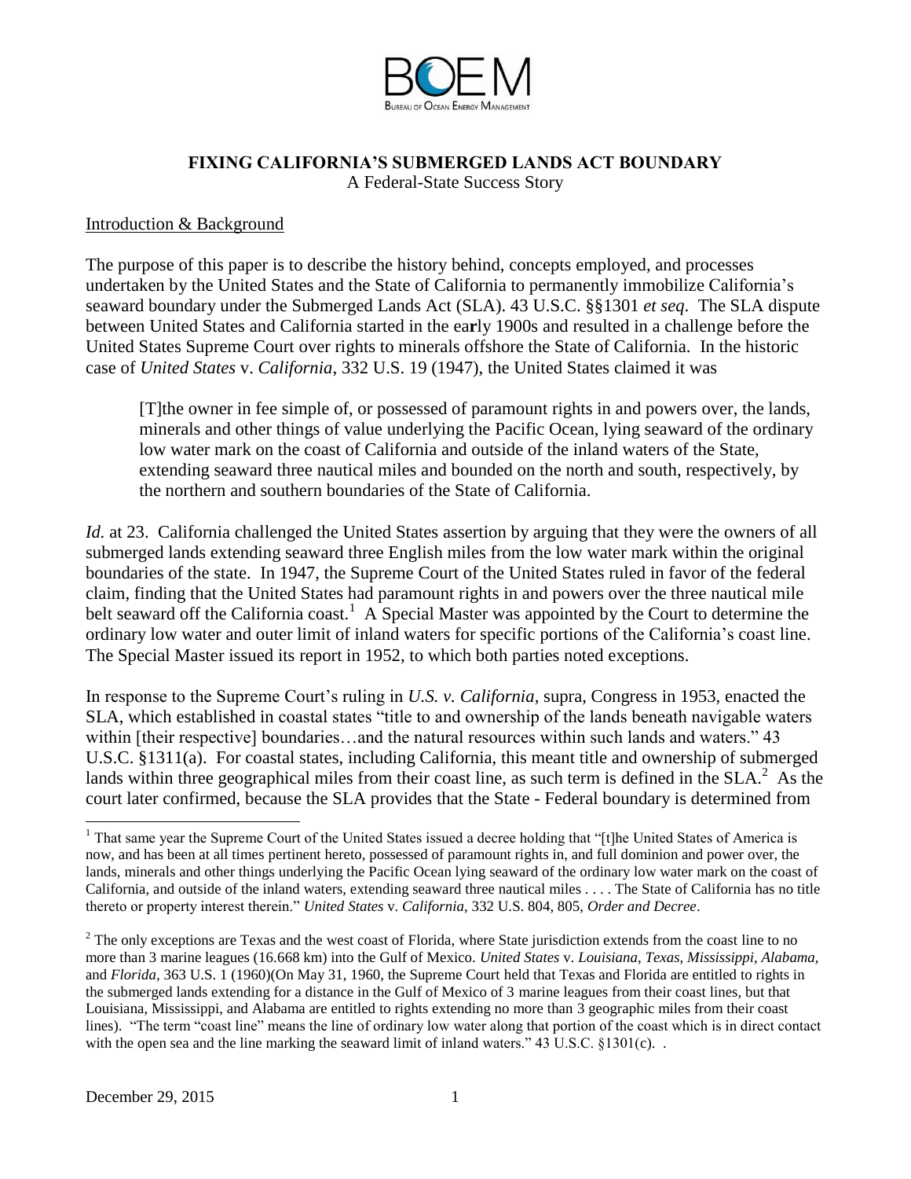# FIXING CALIFORNIA'S SUBMERGED LANDS ACT BOUNDARY

A Federal-State Success Story

## Introduction & Background

The purpose of this paper is to describe the history behind, concepts employed, and processes undertaken by the United States and the State of California to permanently immobilize California's seaward boundary under the Submerged Lands Act (SLA). 43 U.S.C. §§1301 *et seq*. The SLA dispute between United States and California started in the early 1900s and resulted in a challenge before the United States Supreme Court over rights to minerals offshore the State of California. In the historic case of *United States* v. *California*, 332 U.S. 19 (1947), the United States claimed it was

> [T]the owner in fee simple of, or possessed of paramount rights in and powers over, the lands, minerals and other things of value underlying the Pacific Ocean, lying seaward of the ordinary low water mark on the coast of California and outside of the inland waters of the State, extending seaward three nautical miles and bounded on the north and south, respectively, by the northern and southern boundaries of the State of California.

*Id.* at 23. California challenged the United States assertion by arguing that they were the owners of all submerged lands extending seaward three English miles from the low water mark within the original boundaries of the state. In 1947, the Supreme Court of the United States ruled in favor of the federal claim, finding that the United States had paramount rights in and powers over the three nautical mile belt seaward off the California coast.[1] A Special Master was appointed by the Court to determine the ordinary low water and outer limit of inland waters for specific portions of the California's coast line. The Special Master issued its report in 1952, to which both parties noted exceptions.

In response to the Supreme Court's ruling in *U.S. v. California*, supra, Congress in 1953, enacted the SLA, which established in coastal states "title to and ownership of the lands beneath navigable waters within [their respective] boundaries…and the natural resources within such lands and waters." 43 U.S.C. §1311(a). For coastal states, including California, this meant title and ownership of submerged lands within three geographical miles from their coast line, as such term is defined in the SLA.[2] As the court later confirmed, because the SLA provides that the State - Federal boundary is determined from

---

[1] That same year the Supreme Court of the United States issued a decree holding that "[t]he United States of America is now, and has been at all times pertinent hereto, possessed of paramount rights in, and full dominion and power over, the lands, minerals and other things underlying the Pacific Ocean lying seaward of the ordinary low water mark on the coast of California, and outside of the inland waters, extending seaward three nautical miles . . . . The State of California has no title thereto or property interest therein." *United States* v. *California*, 332 U.S. 804, 805, *Order and Decree*.

[2] The only exceptions are Texas and the west coast of Florida, where State jurisdiction extends from the coast line to no more than 3 marine leagues (16.668 km) into the Gulf of Mexico. *United States* v. *Louisiana, Texas, Mississippi, Alabama,* and *Florida,* 363 U.S. 1 (1960)(On May 31, 1960, the Supreme Court held that Texas and Florida are entitled to rights in the submerged lands extending for a distance in the Gulf of Mexico of 3 marine leagues from their coast lines, but that Louisiana, Mississippi, and Alabama are entitled to rights extending no more than 3 geographic miles from their coast lines). "The term "coast line" means the line of ordinary low water along that portion of the coast which is in direct contact with the open sea and the line marking the seaward limit of inland waters." 43 U.S.C. §1301(c). .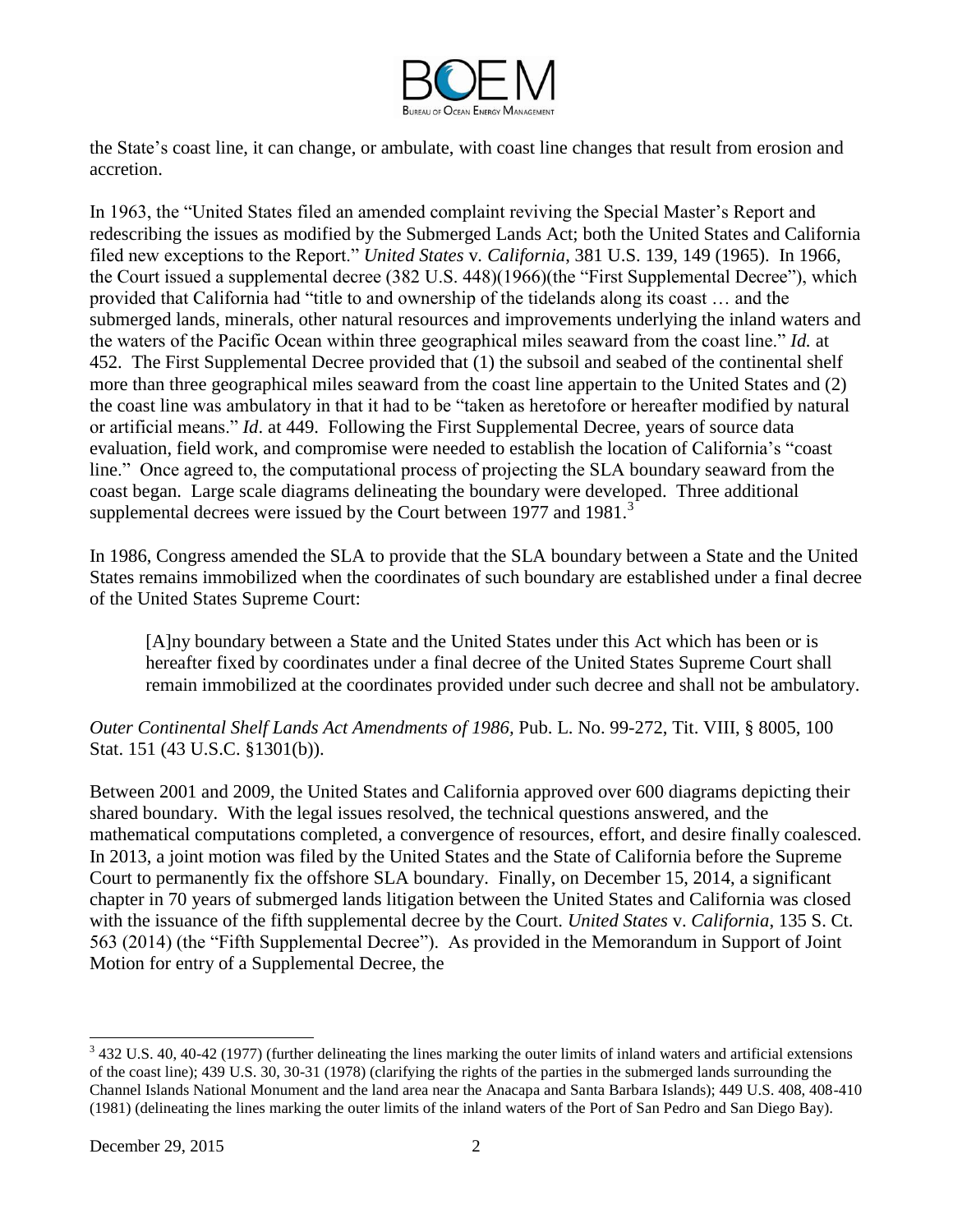the State's coast line, it can change, or ambulate, with coast line changes that result from erosion and accretion.

In 1963, the "United States filed an amended complaint reviving the Special Master's Report and redescribing the issues as modified by the Submerged Lands Act; both the United States and California filed new exceptions to the Report." *United States* v. *California*, 381 U.S. 139, 149 (1965). In 1966, the Court issued a supplemental decree (382 U.S. 448)(1966)(the "First Supplemental Decree"), which provided that California had "title to and ownership of the tidelands along its coast … and the submerged lands, minerals, other natural resources and improvements underlying the inland waters and the waters of the Pacific Ocean within three geographical miles seaward from the coast line." *Id.* at 452. The First Supplemental Decree provided that (1) the subsoil and seabed of the continental shelf more than three geographical miles seaward from the coast line appertain to the United States and (2) the coast line was ambulatory in that it had to be "taken as heretofore or hereafter modified by natural or artificial means." *Id*. at 449. Following the First Supplemental Decree, years of source data evaluation, field work, and compromise were needed to establish the location of California's "coast line." Once agreed to, the computational process of projecting the SLA boundary seaward from the coast began. Large scale diagrams delineating the boundary were developed. Three additional supplemental decrees were issued by the Court between 1977 and 1981.[3]

In 1986, Congress amended the SLA to provide that the SLA boundary between a State and the United States remains immobilized when the coordinates of such boundary are established under a final decree of the United States Supreme Court:

> [A]ny boundary between a State and the United States under this Act which has been or is hereafter fixed by coordinates under a final decree of the United States Supreme Court shall remain immobilized at the coordinates provided under such decree and shall not be ambulatory.

*Outer Continental Shelf Lands Act Amendments of 1986,* Pub. L. No. 99-272, Tit. VIII, § 8005, 100 Stat. 151 (43 U.S.C. §1301(b)).

Between 2001 and 2009, the United States and California approved over 600 diagrams depicting their shared boundary. With the legal issues resolved, the technical questions answered, and the mathematical computations completed, a convergence of resources, effort, and desire finally coalesced. In 2013, a joint motion was filed by the United States and the State of California before the Supreme Court to permanently fix the offshore SLA boundary. Finally, on December 15, 2014, a significant chapter in 70 years of submerged lands litigation between the United States and California was closed with the issuance of the fifth supplemental decree by the Court. *United States* v. *California*, 135 S. Ct. 563 (2014) (the "Fifth Supplemental Decree"). As provided in the Memorandum in Support of Joint Motion for entry of a Supplemental Decree, the

---

[3] 432 U.S. 40, 40-42 (1977) (further delineating the lines marking the outer limits of inland waters and artificial extensions of the coast line); 439 U.S. 30, 30-31 (1978) (clarifying the rights of the parties in the submerged lands surrounding the Channel Islands National Monument and the land area near the Anacapa and Santa Barbara Islands); 449 U.S. 408, 408-410 (1981) (delineating the lines marking the outer limits of the inland waters of the Port of San Pedro and San Diego Bay).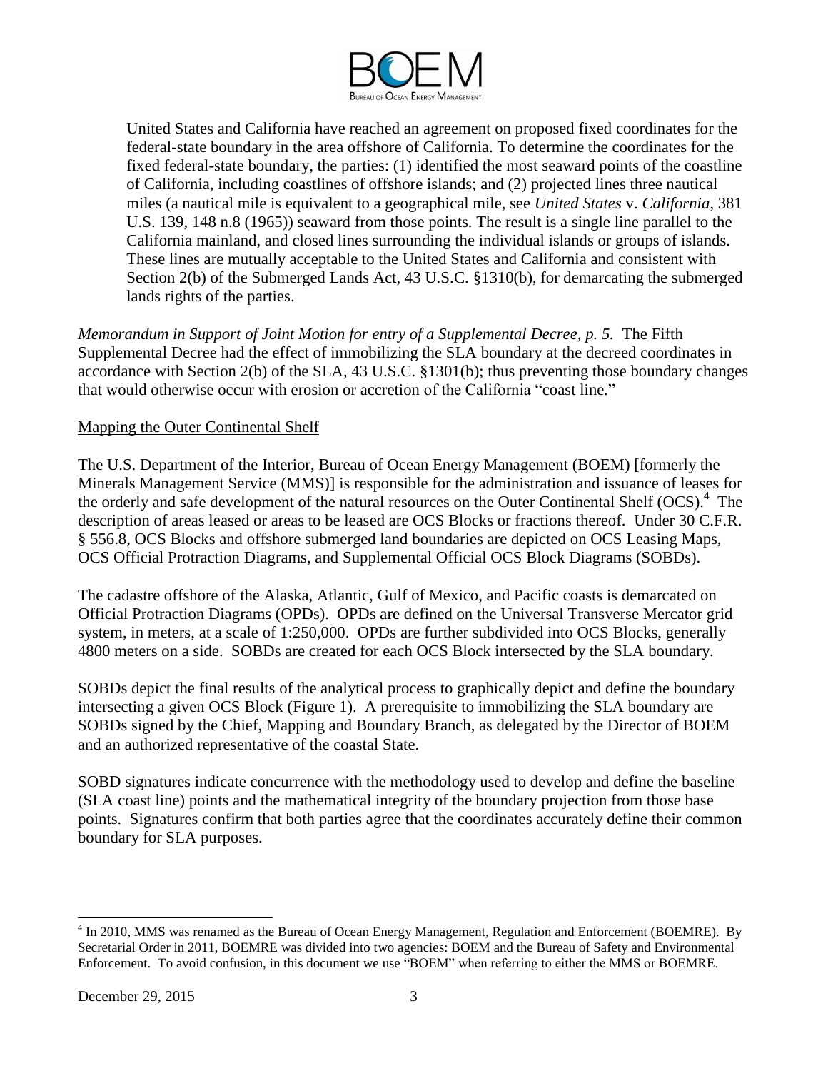> United States and California have reached an agreement on proposed fixed coordinates for the federal-state boundary in the area offshore of California. To determine the coordinates for the fixed federal-state boundary, the parties: (1) identified the most seaward points of the coastline of California, including coastlines of offshore islands; and (2) projected lines three nautical miles (a nautical mile is equivalent to a geographical mile, see *United States* v. *California*, 381 U.S. 139, 148 n.8 (1965)) seaward from those points. The result is a single line parallel to the California mainland, and closed lines surrounding the individual islands or groups of islands. These lines are mutually acceptable to the United States and California and consistent with Section 2(b) of the Submerged Lands Act, 43 U.S.C. §1310(b), for demarcating the submerged lands rights of the parties.

*Memorandum in Support of Joint Motion for entry of a Supplemental Decree, p. 5.* The Fifth Supplemental Decree had the effect of immobilizing the SLA boundary at the decreed coordinates in accordance with Section 2(b) of the SLA, 43 U.S.C. §1301(b); thus preventing those boundary changes that would otherwise occur with erosion or accretion of the California "coast line."

## Mapping the Outer Continental Shelf

The U.S. Department of the Interior, Bureau of Ocean Energy Management (BOEM) [formerly the Minerals Management Service (MMS)] is responsible for the administration and issuance of leases for the orderly and safe development of the natural resources on the Outer Continental Shelf (OCS).[4] The description of areas leased or areas to be leased are OCS Blocks or fractions thereof. Under 30 C.F.R. § 556.8, OCS Blocks and offshore submerged land boundaries are depicted on OCS Leasing Maps, OCS Official Protraction Diagrams, and Supplemental Official OCS Block Diagrams (SOBDs).

The cadastre offshore of the Alaska, Atlantic, Gulf of Mexico, and Pacific coasts is demarcated on Official Protraction Diagrams (OPDs). OPDs are defined on the Universal Transverse Mercator grid system, in meters, at a scale of 1:250,000. OPDs are further subdivided into OCS Blocks, generally 4800 meters on a side. SOBDs are created for each OCS Block intersected by the SLA boundary.

SOBDs depict the final results of the analytical process to graphically depict and define the boundary intersecting a given OCS Block (Figure 1). A prerequisite to immobilizing the SLA boundary are SOBDs signed by the Chief, Mapping and Boundary Branch, as delegated by the Director of BOEM and an authorized representative of the coastal State.

SOBD signatures indicate concurrence with the methodology used to develop and define the baseline (SLA coast line) points and the mathematical integrity of the boundary projection from those base points. Signatures confirm that both parties agree that the coordinates accurately define their common boundary for SLA purposes.

---

[4] In 2010, MMS was renamed as the Bureau of Ocean Energy Management, Regulation and Enforcement (BOEMRE). By Secretarial Order in 2011, BOEMRE was divided into two agencies: BOEM and the Bureau of Safety and Environmental Enforcement. To avoid confusion, in this document we use "BOEM" when referring to either the MMS or BOEMRE.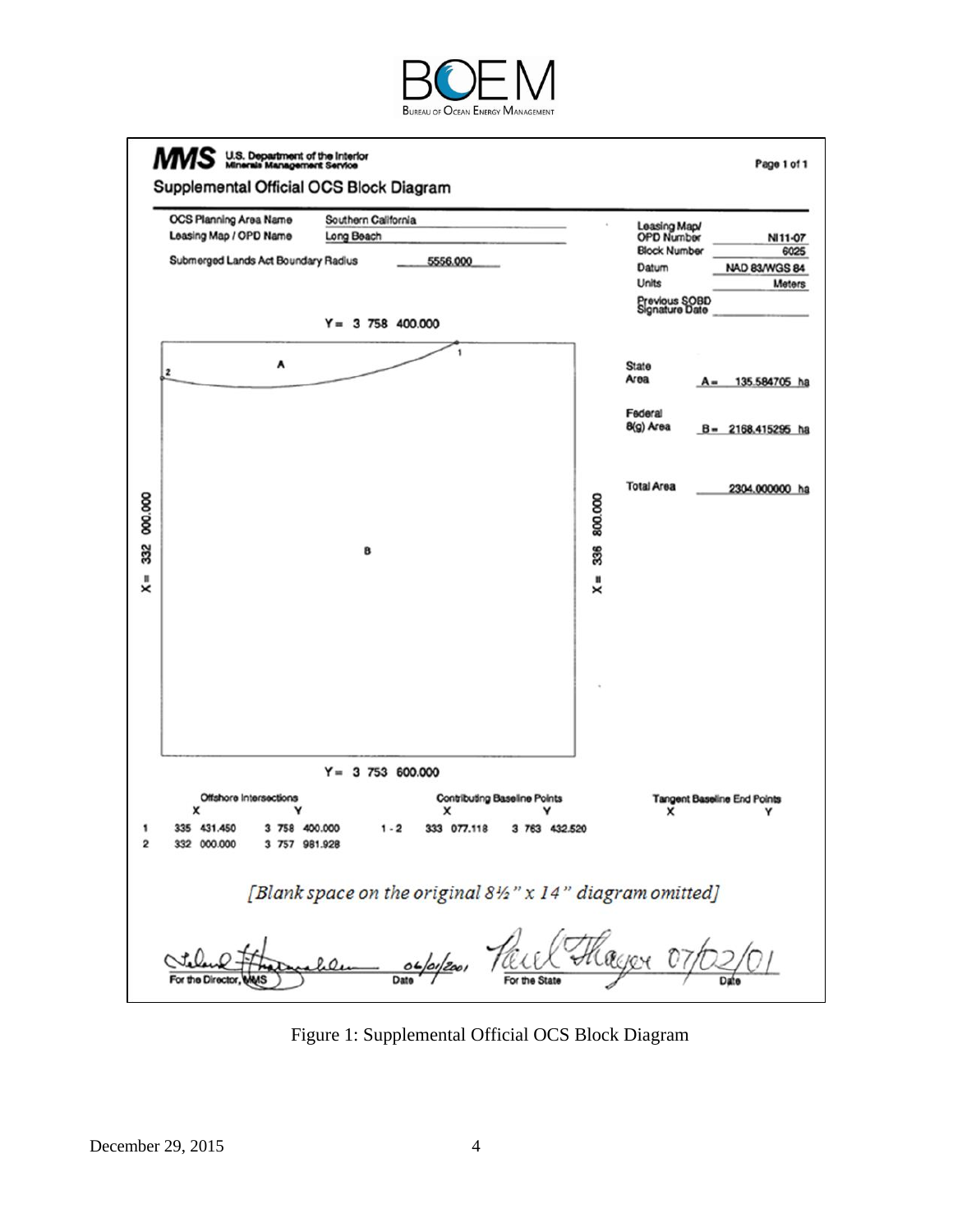**MMS** U.S. Department of the Interior
Minerals Management Service

Page 1 of 1

## Supplemental Official OCS Block Diagram

| | |
|---|---|
| OCS Planning Area Name | Southern California |
| Leasing Map / OPD Name | Long Beach |
| Submerged Lands Act Boundary Radius | 5556.000 |

| | |
|---|---|
| Leasing Map/ OPD Number | NI11-07 |
| Block Number | 6025 |
| Datum | NAD 83/WGS 84 |
| Units | Meters |
| Previous SOBD Signature Date | |

Y = 3 758 400.000

Y = 3 753 600.000

X = 332 000.000

X = 336 800.000

A

B

1

2

State Area A = 135.584705 ha

Federal 8(g) Area B = 2168.415295 ha

Total Area 2304.000000 ha

| | Offshore Intersections X | Offshore Intersections Y | | Contributing Baseline Points X | Contributing Baseline Points Y | Tangent Baseline End Points X | Tangent Baseline End Points Y |
|---|---|---|---|---|---|---|---|
| 1 | 335 431.450 | 3 758 400.000 | 1 - 2 | 333 077.118 | 3 763 432.520 | | |
| 2 | 332 000.000 | 3 757 981.928 | | | | | |

*[Blank space on the original 8½" x 14" diagram omitted]*

For the Director, MMS 06/01/2001 Date

For the State 07/02/01 Date

Figure 1: Supplemental Official OCS Block Diagram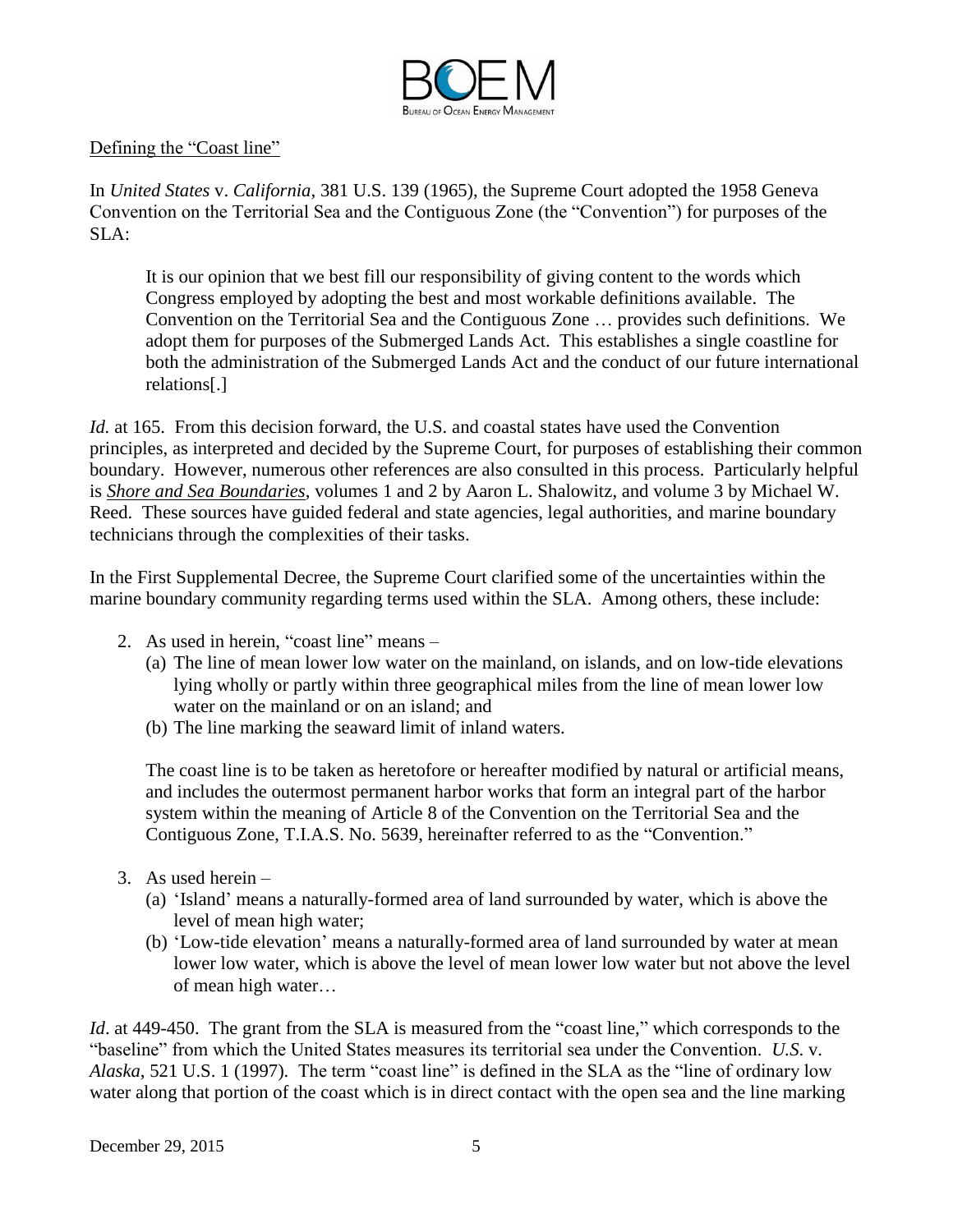Defining the "Coast line"

In *United States* v. *California*, 381 U.S. 139 (1965), the Supreme Court adopted the 1958 Geneva Convention on the Territorial Sea and the Contiguous Zone (the "Convention") for purposes of the SLA:

> It is our opinion that we best fill our responsibility of giving content to the words which Congress employed by adopting the best and most workable definitions available. The Convention on the Territorial Sea and the Contiguous Zone … provides such definitions. We adopt them for purposes of the Submerged Lands Act. This establishes a single coastline for both the administration of the Submerged Lands Act and the conduct of our future international relations[.]

*Id.* at 165. From this decision forward, the U.S. and coastal states have used the Convention principles, as interpreted and decided by the Supreme Court, for purposes of establishing their common boundary. However, numerous other references are also consulted in this process. Particularly helpful is ***Shore and Sea Boundaries***, volumes 1 and 2 by Aaron L. Shalowitz, and volume 3 by Michael W. Reed. These sources have guided federal and state agencies, legal authorities, and marine boundary technicians through the complexities of their tasks.

In the First Supplemental Decree, the Supreme Court clarified some of the uncertainties within the marine boundary community regarding terms used within the SLA. Among others, these include:

> 2. As used in herein, "coast line" means –
>    (a) The line of mean lower low water on the mainland, on islands, and on low-tide elevations lying wholly or partly within three geographical miles from the line of mean lower low water on the mainland or on an island; and
>    (b) The line marking the seaward limit of inland waters.
>
> The coast line is to be taken as heretofore or hereafter modified by natural or artificial means, and includes the outermost permanent harbor works that form an integral part of the harbor system within the meaning of Article 8 of the Convention on the Territorial Sea and the Contiguous Zone, T.I.A.S. No. 5639, hereinafter referred to as the "Convention."
>
> 3. As used herein –
>    (a) 'Island' means a naturally-formed area of land surrounded by water, which is above the level of mean high water;
>    (b) 'Low-tide elevation' means a naturally-formed area of land surrounded by water at mean lower low water, which is above the level of mean lower low water but not above the level of mean high water…

*Id*. at 449-450. The grant from the SLA is measured from the "coast line," which corresponds to the "baseline" from which the United States measures its territorial sea under the Convention. *U.S.* v. *Alaska*, 521 U.S. 1 (1997). The term "coast line" is defined in the SLA as the "line of ordinary low water along that portion of the coast which is in direct contact with the open sea and the line marking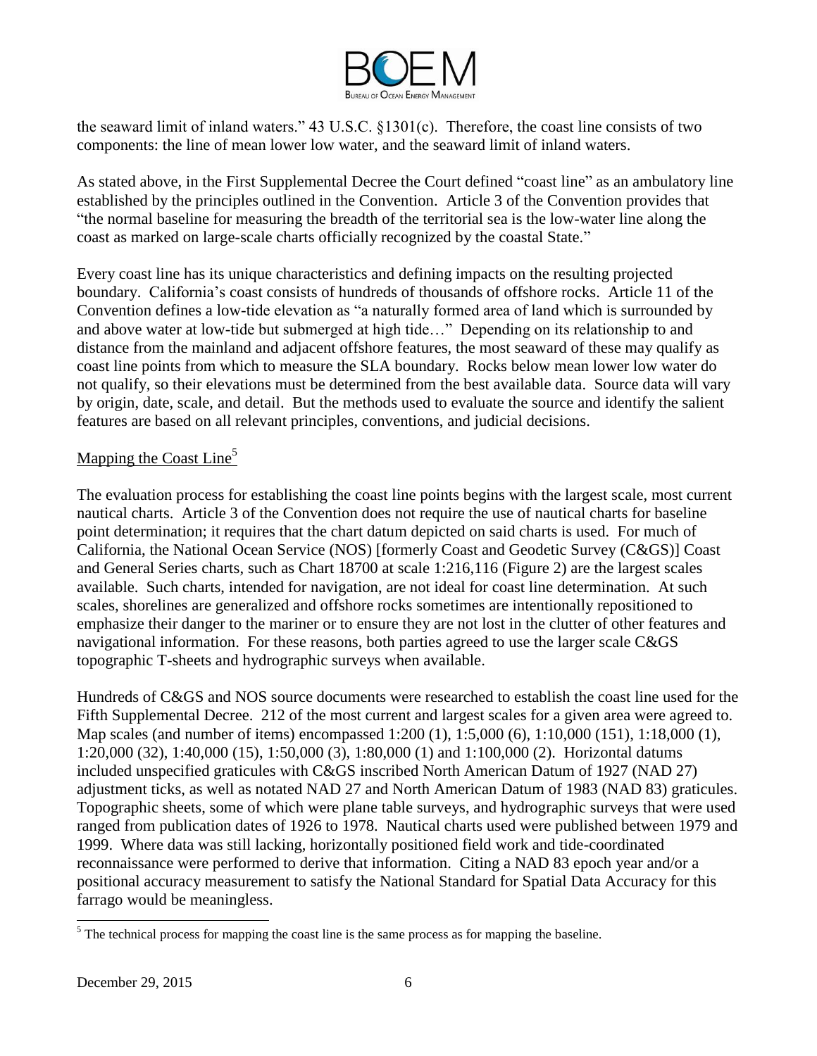the seaward limit of inland waters." 43 U.S.C. §1301(c). Therefore, the coast line consists of two components: the line of mean lower low water, and the seaward limit of inland waters.

As stated above, in the First Supplemental Decree the Court defined "coast line" as an ambulatory line established by the principles outlined in the Convention. Article 3 of the Convention provides that "the normal baseline for measuring the breadth of the territorial sea is the low-water line along the coast as marked on large-scale charts officially recognized by the coastal State."

Every coast line has its unique characteristics and defining impacts on the resulting projected boundary. California's coast consists of hundreds of thousands of offshore rocks. Article 11 of the Convention defines a low-tide elevation as "a naturally formed area of land which is surrounded by and above water at low-tide but submerged at high tide…" Depending on its relationship to and distance from the mainland and adjacent offshore features, the most seaward of these may qualify as coast line points from which to measure the SLA boundary. Rocks below mean lower low water do not qualify, so their elevations must be determined from the best available data. Source data will vary by origin, date, scale, and detail. But the methods used to evaluate the source and identify the salient features are based on all relevant principles, conventions, and judicial decisions.

## Mapping the Coast Line[5]

The evaluation process for establishing the coast line points begins with the largest scale, most current nautical charts. Article 3 of the Convention does not require the use of nautical charts for baseline point determination; it requires that the chart datum depicted on said charts is used. For much of California, the National Ocean Service (NOS) [formerly Coast and Geodetic Survey (C&GS)] Coast and General Series charts, such as Chart 18700 at scale 1:216,116 (Figure 2) are the largest scales available. Such charts, intended for navigation, are not ideal for coast line determination. At such scales, shorelines are generalized and offshore rocks sometimes are intentionally repositioned to emphasize their danger to the mariner or to ensure they are not lost in the clutter of other features and navigational information. For these reasons, both parties agreed to use the larger scale C&GS topographic T-sheets and hydrographic surveys when available.

Hundreds of C&GS and NOS source documents were researched to establish the coast line used for the Fifth Supplemental Decree. 212 of the most current and largest scales for a given area were agreed to. Map scales (and number of items) encompassed 1:200 (1), 1:5,000 (6), 1:10,000 (151), 1:18,000 (1), 1:20,000 (32), 1:40,000 (15), 1:50,000 (3), 1:80,000 (1) and 1:100,000 (2). Horizontal datums included unspecified graticules with C&GS inscribed North American Datum of 1927 (NAD 27) adjustment ticks, as well as notated NAD 27 and North American Datum of 1983 (NAD 83) graticules. Topographic sheets, some of which were plane table surveys, and hydrographic surveys that were used ranged from publication dates of 1926 to 1978. Nautical charts used were published between 1979 and 1999. Where data was still lacking, horizontally positioned field work and tide-coordinated reconnaissance were performed to derive that information. Citing a NAD 83 epoch year and/or a positional accuracy measurement to satisfy the National Standard for Spatial Data Accuracy for this farrago would be meaningless.

[5] The technical process for mapping the coast line is the same process as for mapping the baseline.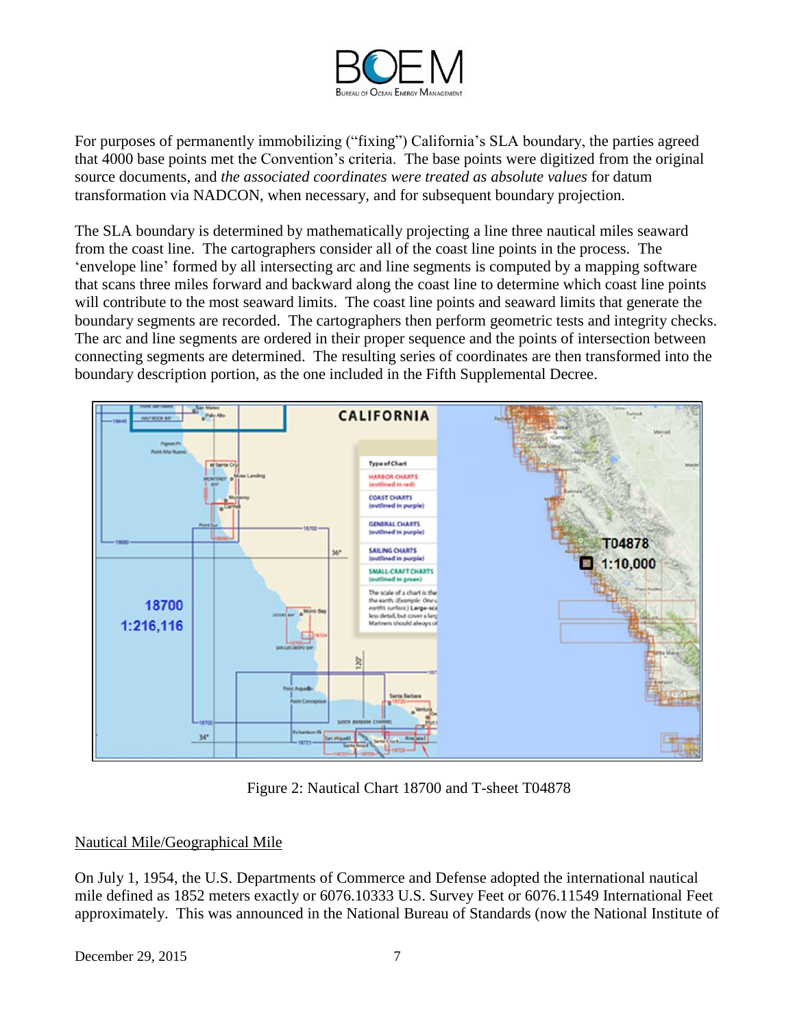For purposes of permanently immobilizing ("fixing") California's SLA boundary, the parties agreed that 4000 base points met the Convention's criteria. The base points were digitized from the original source documents, and *the associated coordinates were treated as absolute values* for datum transformation via NADCON, when necessary, and for subsequent boundary projection.

The SLA boundary is determined by mathematically projecting a line three nautical miles seaward from the coast line. The cartographers consider all of the coast line points in the process. The 'envelope line' formed by all intersecting arc and line segments is computed by a mapping software that scans three miles forward and backward along the coast line to determine which coast line points will contribute to the most seaward limits. The coast line points and seaward limits that generate the boundary segments are recorded. The cartographers then perform geometric tests and integrity checks. The arc and line segments are ordered in their proper sequence and the points of intersection between connecting segments are determined. The resulting series of coordinates are then transformed into the boundary description portion, as the one included in the Fifth Supplemental Decree.

Figure 2: Nautical Chart 18700 and T-sheet T04878

## Nautical Mile/Geographical Mile

On July 1, 1954, the U.S. Departments of Commerce and Defense adopted the international nautical mile defined as 1852 meters exactly or 6076.10333 U.S. Survey Feet or 6076.11549 International Feet approximately. This was announced in the National Bureau of Standards (now the National Institute of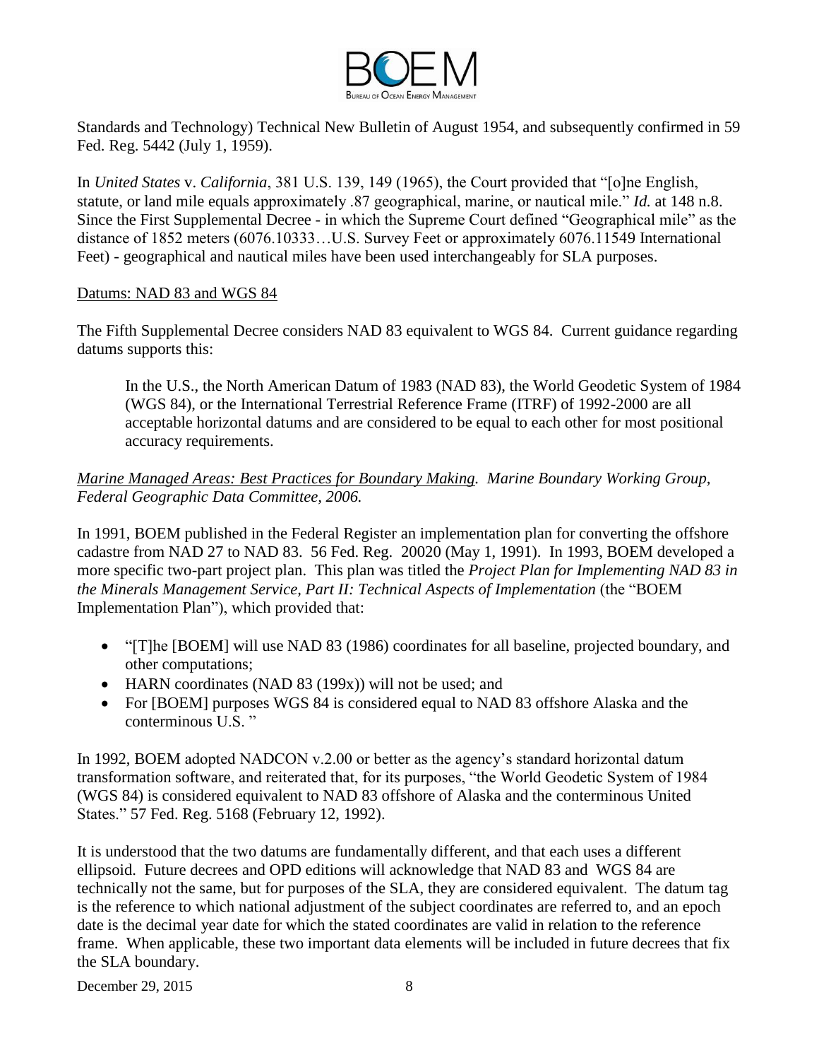Standards and Technology) Technical New Bulletin of August 1954, and subsequently confirmed in 59 Fed. Reg. 5442 (July 1, 1959).

In *United States* v. *California*, 381 U.S. 139, 149 (1965), the Court provided that "[o]ne English, statute, or land mile equals approximately .87 geographical, marine, or nautical mile." *Id.* at 148 n.8. Since the First Supplemental Decree - in which the Supreme Court defined "Geographical mile" as the distance of 1852 meters (6076.10333…U.S. Survey Feet or approximately 6076.11549 International Feet) - geographical and nautical miles have been used interchangeably for SLA purposes.

<u>Datums: NAD 83 and WGS 84</u>

The Fifth Supplemental Decree considers NAD 83 equivalent to WGS 84. Current guidance regarding datums supports this:

> In the U.S., the North American Datum of 1983 (NAD 83), the World Geodetic System of 1984 (WGS 84), or the International Terrestrial Reference Frame (ITRF) of 1992-2000 are all acceptable horizontal datums and are considered to be equal to each other for most positional accuracy requirements.

*<u>Marine Managed Areas: Best Practices for Boundary Making</u>. Marine Boundary Working Group, Federal Geographic Data Committee, 2006.*

In 1991, BOEM published in the Federal Register an implementation plan for converting the offshore cadastre from NAD 27 to NAD 83. 56 Fed. Reg. 20020 (May 1, 1991). In 1993, BOEM developed a more specific two-part project plan. This plan was titled the *Project Plan for Implementing NAD 83 in the Minerals Management Service, Part II: Technical Aspects of Implementation* (the "BOEM Implementation Plan"), which provided that:

- "[T]he [BOEM] will use NAD 83 (1986) coordinates for all baseline, projected boundary, and other computations;
- HARN coordinates (NAD 83 (199x)) will not be used; and
- For [BOEM] purposes WGS 84 is considered equal to NAD 83 offshore Alaska and the conterminous U.S. "

In 1992, BOEM adopted NADCON v.2.00 or better as the agency's standard horizontal datum transformation software, and reiterated that, for its purposes, "the World Geodetic System of 1984 (WGS 84) is considered equivalent to NAD 83 offshore of Alaska and the conterminous United States." 57 Fed. Reg. 5168 (February 12, 1992).

It is understood that the two datums are fundamentally different, and that each uses a different ellipsoid. Future decrees and OPD editions will acknowledge that NAD 83 and WGS 84 are technically not the same, but for purposes of the SLA, they are considered equivalent. The datum tag is the reference to which national adjustment of the subject coordinates are referred to, and an epoch date is the decimal year date for which the stated coordinates are valid in relation to the reference frame. When applicable, these two important data elements will be included in future decrees that fix the SLA boundary.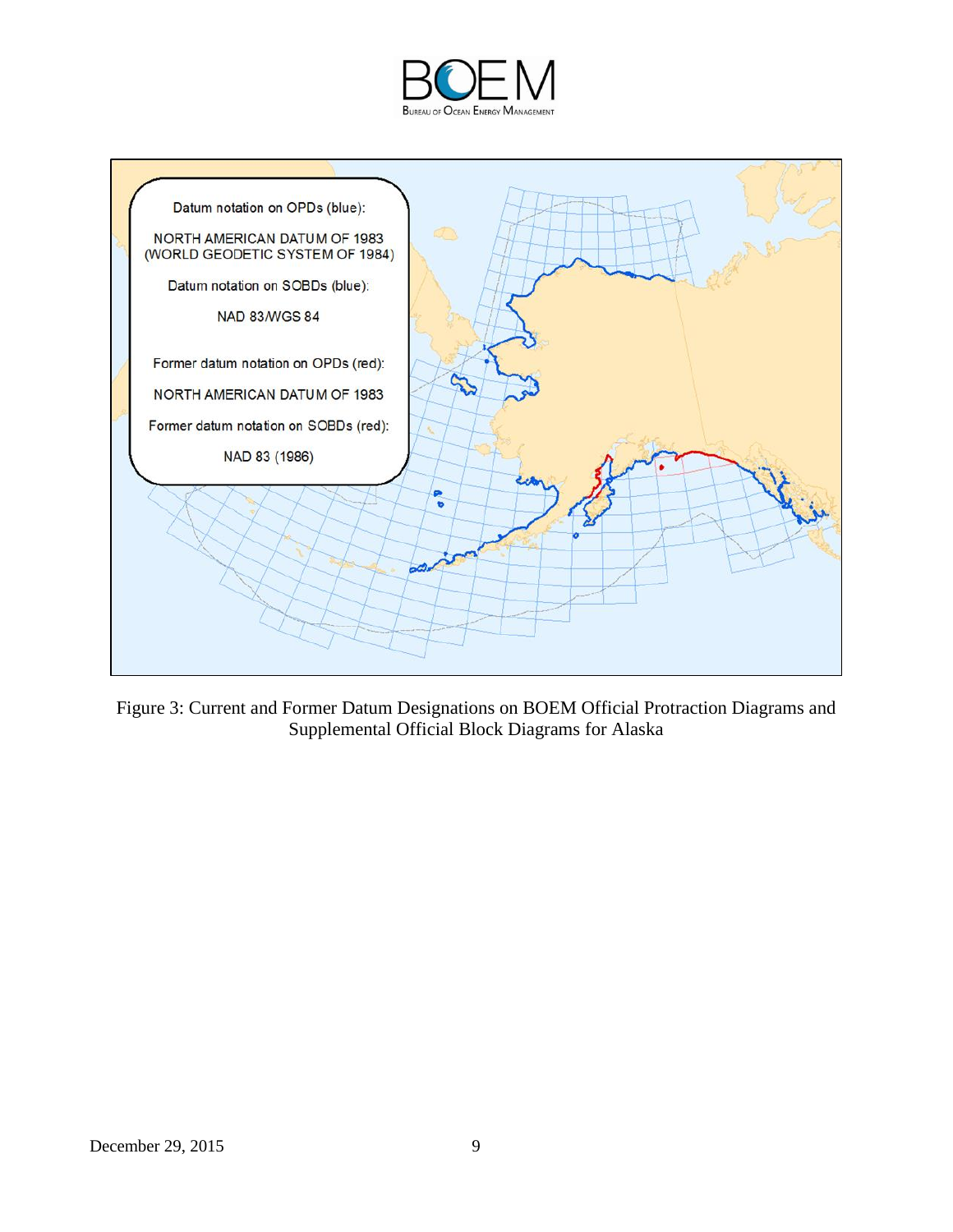Datum notation on OPDs (blue):

NORTH AMERICAN DATUM OF 1983
(WORLD GEODETIC SYSTEM OF 1984)

Datum notation on SOBDs (blue):

NAD 83/WGS 84

Former datum notation on OPDs (red):

NORTH AMERICAN DATUM OF 1983

Former datum notation on SOBDs (red):

NAD 83 (1986)

Figure 3: Current and Former Datum Designations on BOEM Official Protraction Diagrams and Supplemental Official Block Diagrams for Alaska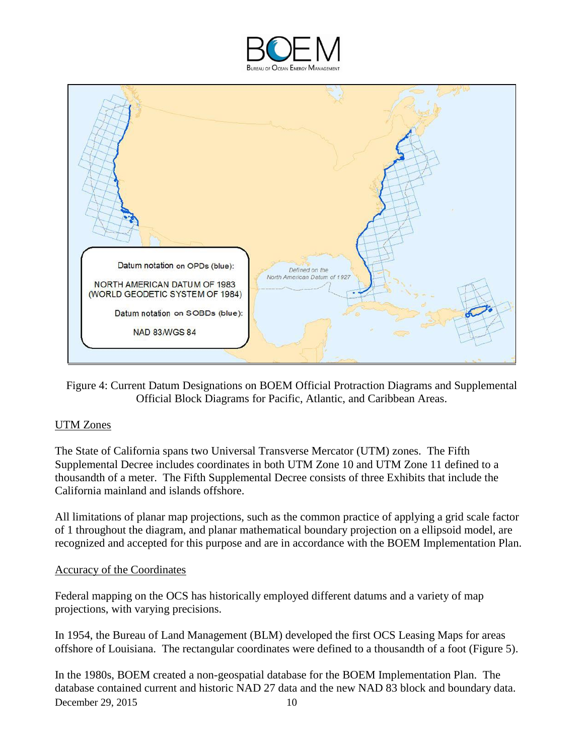Figure 4: Current Datum Designations on BOEM Official Protraction Diagrams and Supplemental Official Block Diagrams for Pacific, Atlantic, and Caribbean Areas.

## UTM Zones

The State of California spans two Universal Transverse Mercator (UTM) zones. The Fifth Supplemental Decree includes coordinates in both UTM Zone 10 and UTM Zone 11 defined to a thousandth of a meter. The Fifth Supplemental Decree consists of three Exhibits that include the California mainland and islands offshore.

All limitations of planar map projections, such as the common practice of applying a grid scale factor of 1 throughout the diagram, and planar mathematical boundary projection on a ellipsoid model, are recognized and accepted for this purpose and are in accordance with the BOEM Implementation Plan.

## Accuracy of the Coordinates

Federal mapping on the OCS has historically employed different datums and a variety of map projections, with varying precisions.

In 1954, the Bureau of Land Management (BLM) developed the first OCS Leasing Maps for areas offshore of Louisiana. The rectangular coordinates were defined to a thousandth of a foot (Figure 5).

In the 1980s, BOEM created a non-geospatial database for the BOEM Implementation Plan. The database contained current and historic NAD 27 data and the new NAD 83 block and boundary data.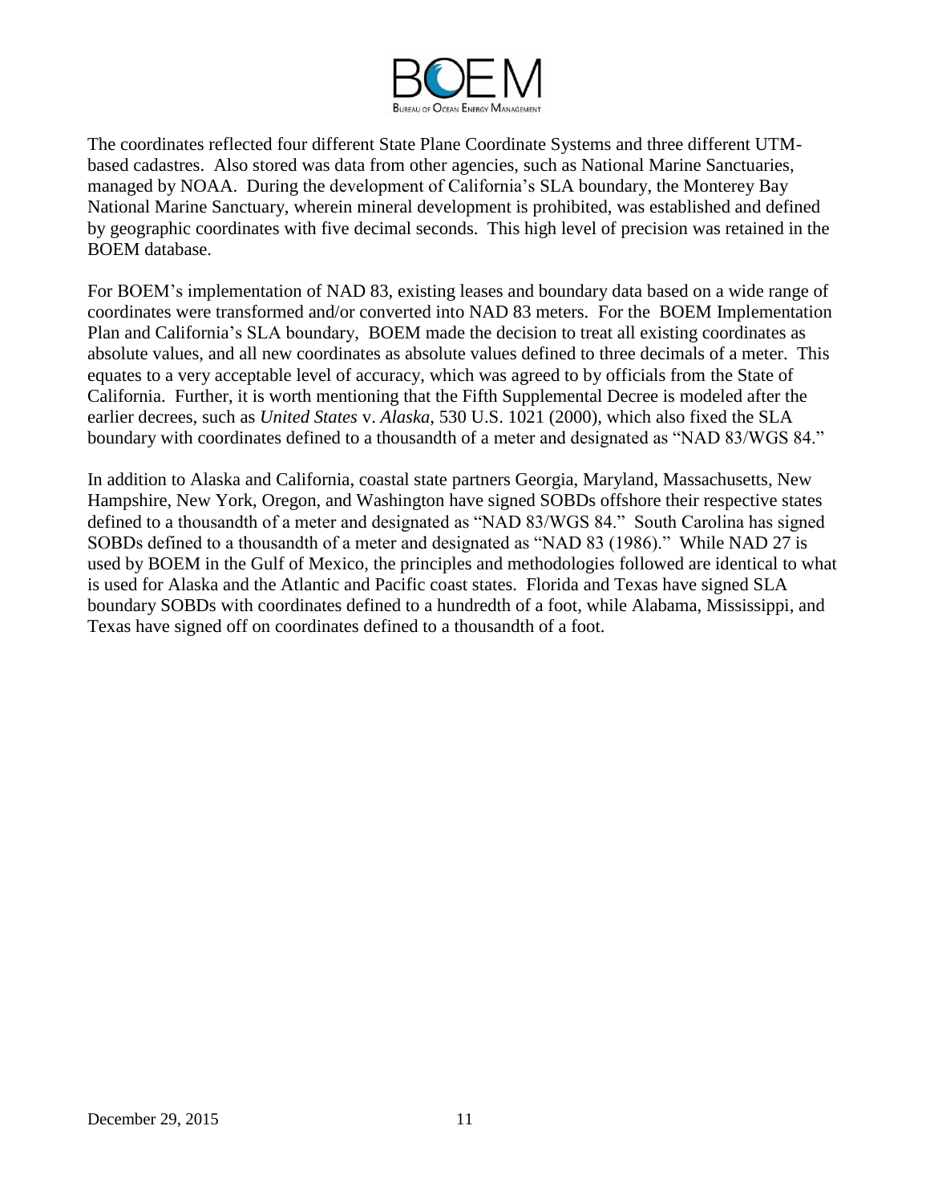The coordinates reflected four different State Plane Coordinate Systems and three different UTM-based cadastres. Also stored was data from other agencies, such as National Marine Sanctuaries, managed by NOAA. During the development of California's SLA boundary, the Monterey Bay National Marine Sanctuary, wherein mineral development is prohibited, was established and defined by geographic coordinates with five decimal seconds. This high level of precision was retained in the BOEM database.

For BOEM's implementation of NAD 83, existing leases and boundary data based on a wide range of coordinates were transformed and/or converted into NAD 83 meters. For the BOEM Implementation Plan and California's SLA boundary, BOEM made the decision to treat all existing coordinates as absolute values, and all new coordinates as absolute values defined to three decimals of a meter. This equates to a very acceptable level of accuracy, which was agreed to by officials from the State of California. Further, it is worth mentioning that the Fifth Supplemental Decree is modeled after the earlier decrees, such as *United States* v. *Alaska*, 530 U.S. 1021 (2000), which also fixed the SLA boundary with coordinates defined to a thousandth of a meter and designated as "NAD 83/WGS 84."

In addition to Alaska and California, coastal state partners Georgia, Maryland, Massachusetts, New Hampshire, New York, Oregon, and Washington have signed SOBDs offshore their respective states defined to a thousandth of a meter and designated as "NAD 83/WGS 84." South Carolina has signed SOBDs defined to a thousandth of a meter and designated as "NAD 83 (1986)." While NAD 27 is used by BOEM in the Gulf of Mexico, the principles and methodologies followed are identical to what is used for Alaska and the Atlantic and Pacific coast states. Florida and Texas have signed SLA boundary SOBDs with coordinates defined to a hundredth of a foot, while Alabama, Mississippi, and Texas have signed off on coordinates defined to a thousandth of a foot.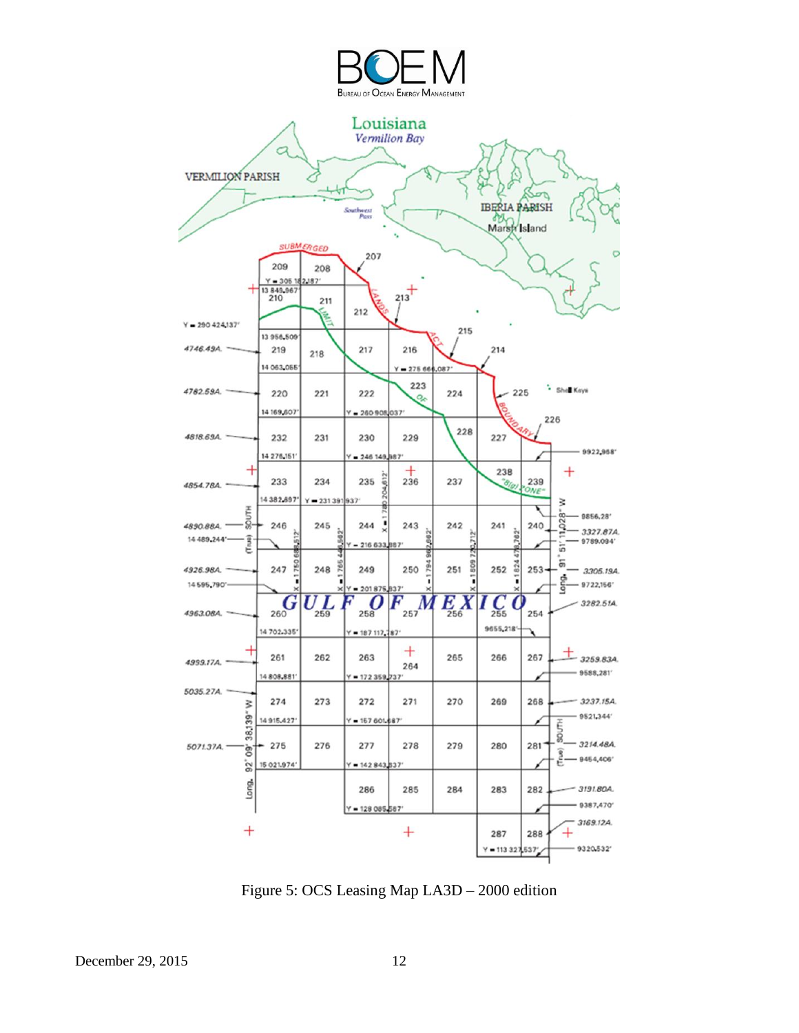Figure 5: OCS Leasing Map LA3D – 2000 edition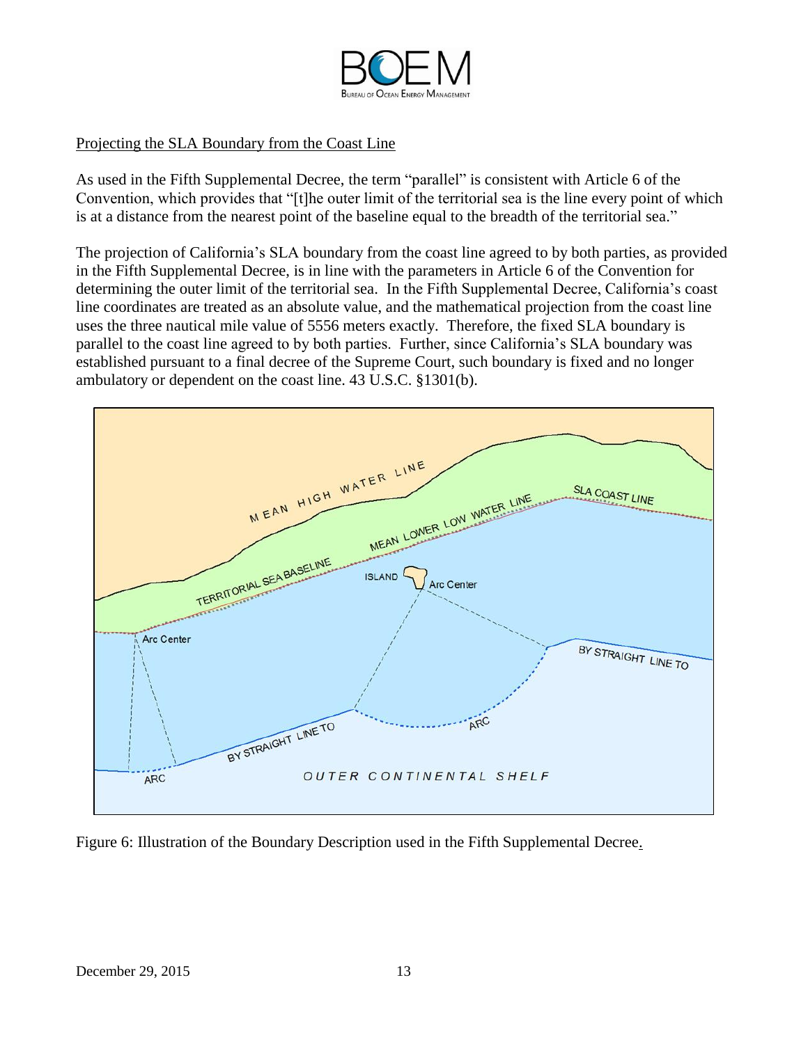## Projecting the SLA Boundary from the Coast Line

As used in the Fifth Supplemental Decree, the term "parallel" is consistent with Article 6 of the Convention, which provides that "[t]he outer limit of the territorial sea is the line every point of which is at a distance from the nearest point of the baseline equal to the breadth of the territorial sea."

The projection of California's SLA boundary from the coast line agreed to by both parties, as provided in the Fifth Supplemental Decree, is in line with the parameters in Article 6 of the Convention for determining the outer limit of the territorial sea. In the Fifth Supplemental Decree, California's coast line coordinates are treated as an absolute value, and the mathematical projection from the coast line uses the three nautical mile value of 5556 meters exactly. Therefore, the fixed SLA boundary is parallel to the coast line agreed to by both parties. Further, since California's SLA boundary was established pursuant to a final decree of the Supreme Court, such boundary is fixed and no longer ambulatory or dependent on the coast line. 43 U.S.C. §1301(b).

Figure 6: Illustration of the Boundary Description used in the Fifth Supplemental Decree.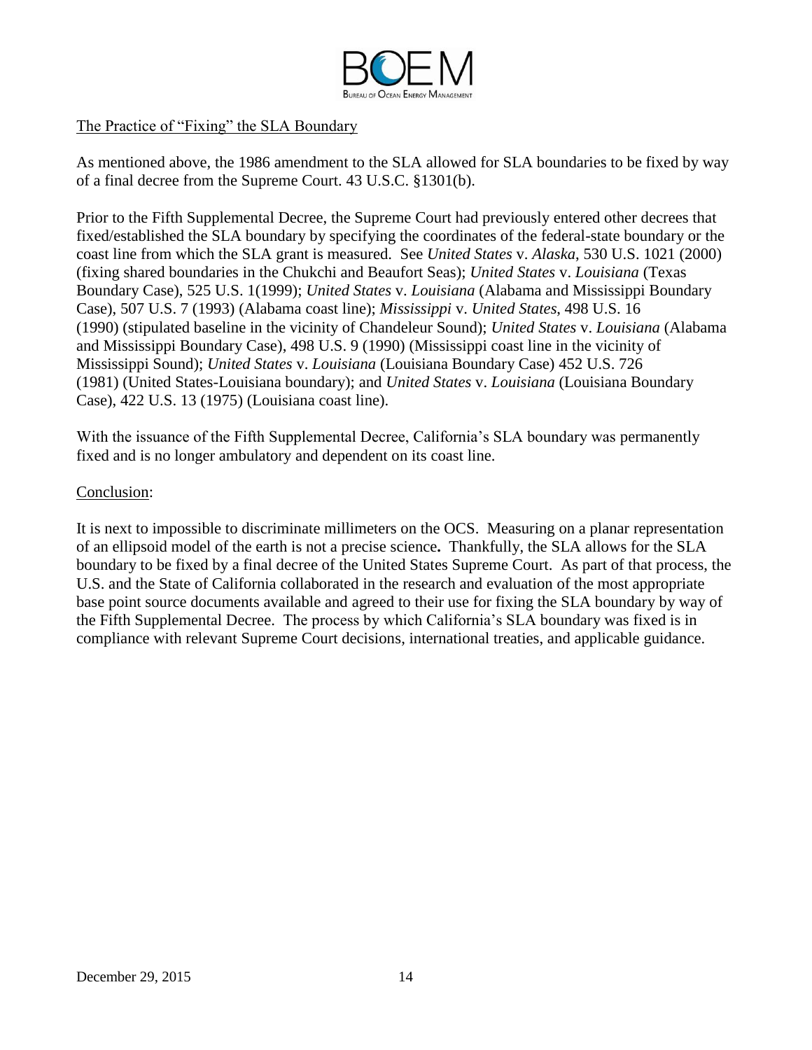<u>The Practice of "Fixing" the SLA Boundary</u>

As mentioned above, the 1986 amendment to the SLA allowed for SLA boundaries to be fixed by way of a final decree from the Supreme Court. 43 U.S.C. §1301(b).

Prior to the Fifth Supplemental Decree, the Supreme Court had previously entered other decrees that fixed/established the SLA boundary by specifying the coordinates of the federal-state boundary or the coast line from which the SLA grant is measured. See *United States* v. *Alaska*, 530 U.S. 1021 (2000) (fixing shared boundaries in the Chukchi and Beaufort Seas); *United States* v. *Louisiana* (Texas Boundary Case), 525 U.S. 1(1999); *United States* v. *Louisiana* (Alabama and Mississippi Boundary Case), 507 U.S. 7 (1993) (Alabama coast line); *Mississippi* v. *United States*, 498 U.S. 16 (1990) (stipulated baseline in the vicinity of Chandeleur Sound); *United States* v. *Louisiana* (Alabama and Mississippi Boundary Case), 498 U.S. 9 (1990) (Mississippi coast line in the vicinity of Mississippi Sound); *United States* v. *Louisiana* (Louisiana Boundary Case) 452 U.S. 726 (1981) (United States-Louisiana boundary); and *United States* v. *Louisiana* (Louisiana Boundary Case), 422 U.S. 13 (1975) (Louisiana coast line).

With the issuance of the Fifth Supplemental Decree, California's SLA boundary was permanently fixed and is no longer ambulatory and dependent on its coast line.

<u>Conclusion</u>:

It is next to impossible to discriminate millimeters on the OCS. Measuring on a planar representation of an ellipsoid model of the earth is not a precise science**.** Thankfully, the SLA allows for the SLA boundary to be fixed by a final decree of the United States Supreme Court. As part of that process, the U.S. and the State of California collaborated in the research and evaluation of the most appropriate base point source documents available and agreed to their use for fixing the SLA boundary by way of the Fifth Supplemental Decree. The process by which California's SLA boundary was fixed is in compliance with relevant Supreme Court decisions, international treaties, and applicable guidance.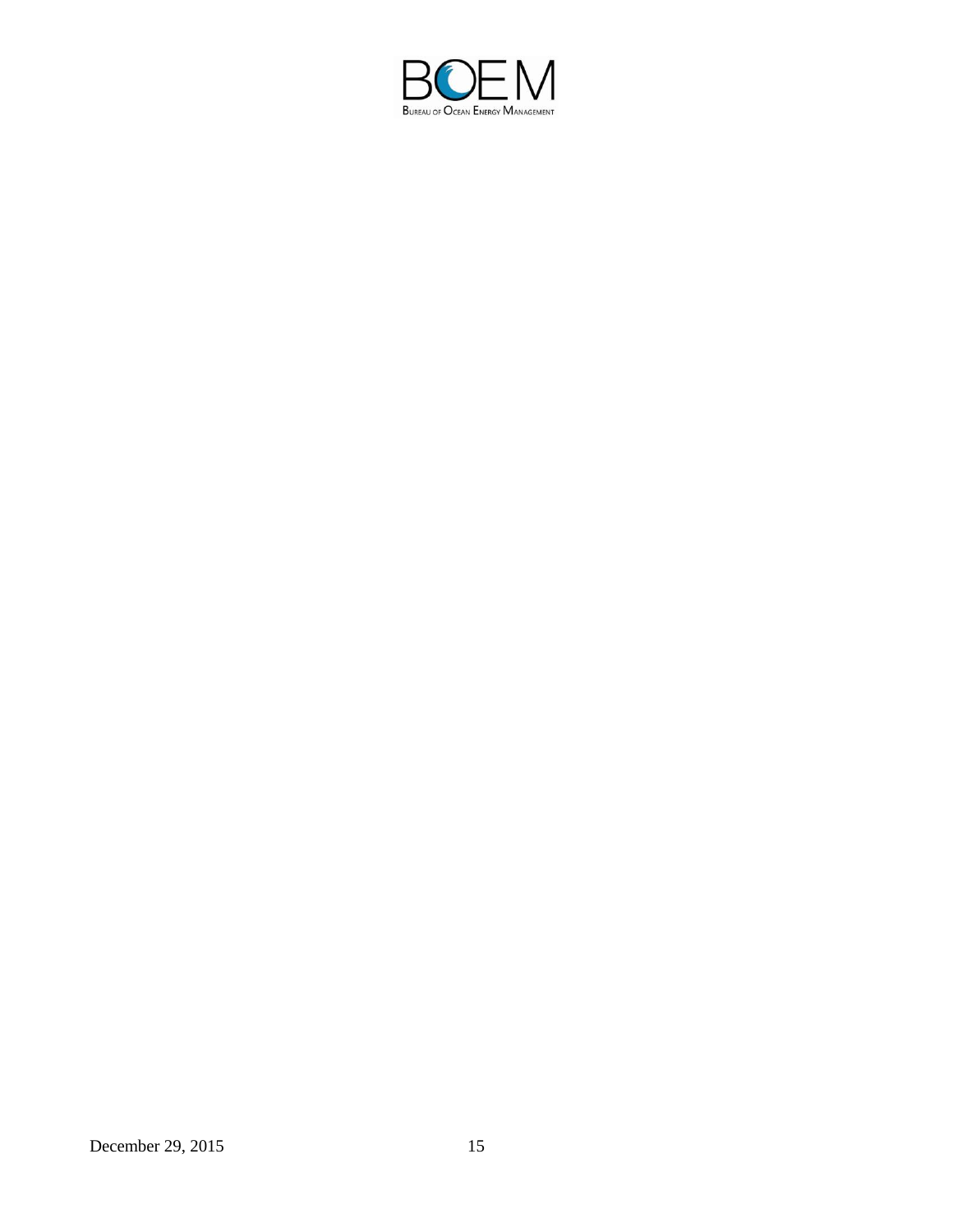BOEM

Bureau of Ocean Energy Management